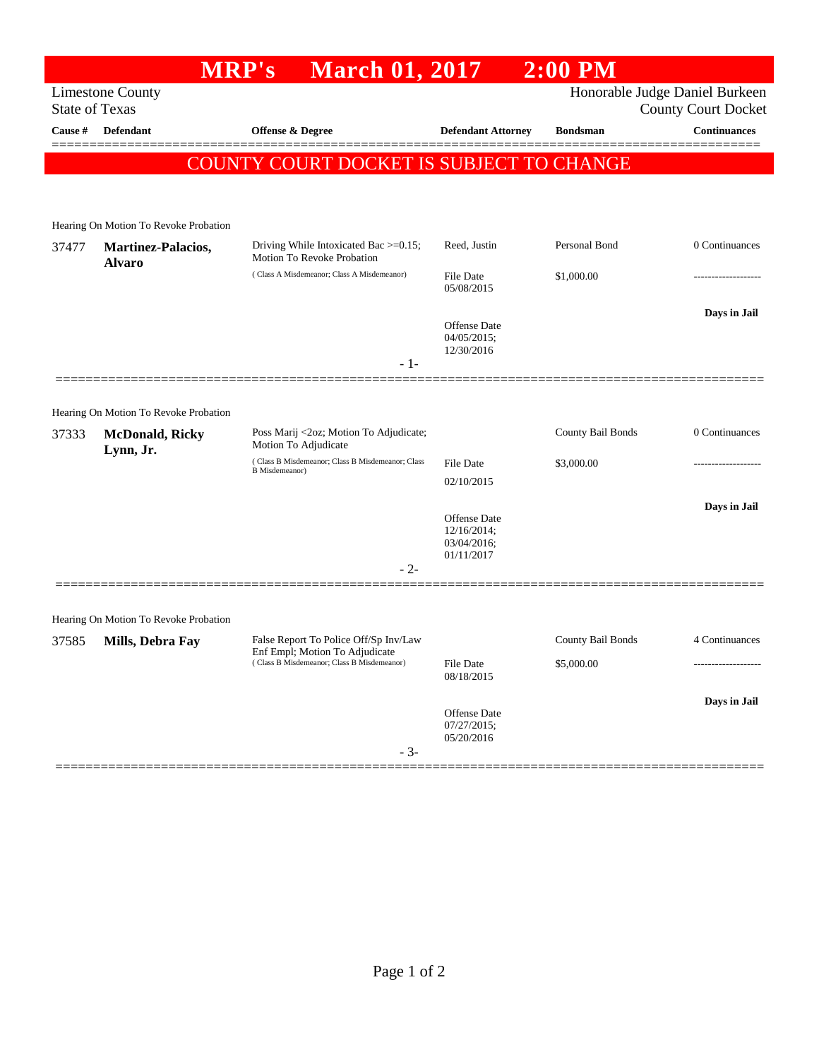# MRP's March 01, 2017 2:00 PM

Limestone County
State of Texas

Honorable Judge Daniel Burkeen
County Court Docket

| Cause # | Defendant | Offense & Degree | Defendant Attorney | Bondsman | Continuances |
|---|---|---|---|---|---|

## COUNTY COURT DOCKET IS SUBJECT TO CHANGE

Hearing On Motion To Revoke Probation

| Cause # | Defendant | Offense & Degree | Defendant Attorney | Bondsman | Continuances |
|---|---|---|---|---|---|
| 37477 | **Martinez-Palacios, Alvaro** | Driving While Intoxicated Bac >=0.15; Motion To Revoke Probation ( Class A Misdemeanor; Class A Misdemeanor) | Reed, Justin | Personal Bond | 0 Continuances |
| | | | File Date 05/08/2015 | $1,000.00 | ------------------- |
| | | | Offense Date 04/05/2015; 12/30/2016 | | **Days in Jail** |

- 1-

Hearing On Motion To Revoke Probation

| Cause # | Defendant | Offense & Degree | Defendant Attorney | Bondsman | Continuances |
|---|---|---|---|---|---|
| 37333 | **McDonald, Ricky Lynn, Jr.** | Poss Marij <2oz; Motion To Adjudicate; Motion To Adjudicate ( Class B Misdemeanor; Class B Misdemeanor; Class B Misdemeanor) | | County Bail Bonds | 0 Continuances |
| | | | File Date 02/10/2015 | $3,000.00 | ------------------- |
| | | | Offense Date 12/16/2014; 03/04/2016; 01/11/2017 | | **Days in Jail** |

- 2-

Hearing On Motion To Revoke Probation

| Cause # | Defendant | Offense & Degree | Defendant Attorney | Bondsman | Continuances |
|---|---|---|---|---|---|
| 37585 | **Mills, Debra Fay** | False Report To Police Off/Sp Inv/Law Enf Empl; Motion To Adjudicate ( Class B Misdemeanor; Class B Misdemeanor) | | County Bail Bonds | 4 Continuances |
| | | | File Date 08/18/2015 | $5,000.00 | ------------------- |
| | | | Offense Date 07/27/2015; 05/20/2016 | | **Days in Jail** |

- 3-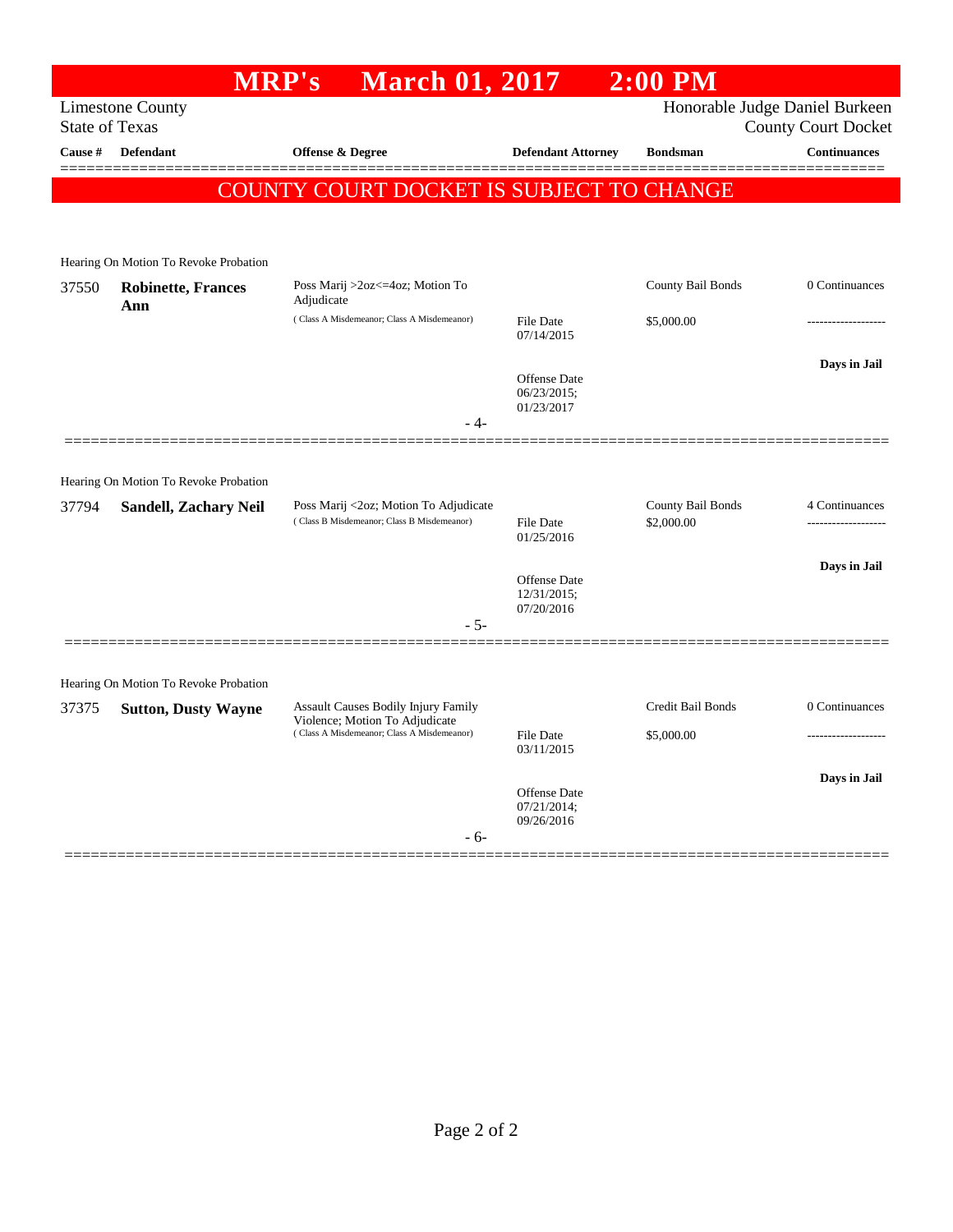# MRP's March 01, 2017 2:00 PM

Limestone County
State of Texas

Honorable Judge Daniel Burkeen
County Court Docket

| Cause # | Defendant | Offense & Degree | Defendant Attorney | Bondsman | Continuances |
|---|---|---|---|---|---|

**COUNTY COURT DOCKET IS SUBJECT TO CHANGE**

Hearing On Motion To Revoke Probation

| Cause # | Defendant | Offense & Degree | Defendant Attorney | Bondsman | Continuances |
|---|---|---|---|---|---|
| 37550 | **Robinette, Frances Ann** | Poss Marij >2oz<=4oz; Motion To Adjudicate (Class A Misdemeanor; Class A Misdemeanor) | File Date 07/14/2015<br>Offense Date 06/23/2015; 01/23/2017 | County Bail Bonds<br>$5,000.00 | 0 Continuances<br>-------------------<br>**Days in Jail** |

- 4-

Hearing On Motion To Revoke Probation

| Cause # | Defendant | Offense & Degree | Defendant Attorney | Bondsman | Continuances |
|---|---|---|---|---|---|
| 37794 | **Sandell, Zachary Neil** | Poss Marij <2oz; Motion To Adjudicate (Class B Misdemeanor; Class B Misdemeanor) | File Date 01/25/2016<br>Offense Date 12/31/2015; 07/20/2016 | County Bail Bonds<br>$2,000.00 | 4 Continuances<br>-------------------<br>**Days in Jail** |

- 5-

Hearing On Motion To Revoke Probation

| Cause # | Defendant | Offense & Degree | Defendant Attorney | Bondsman | Continuances |
|---|---|---|---|---|---|
| 37375 | **Sutton, Dusty Wayne** | Assault Causes Bodily Injury Family Violence; Motion To Adjudicate (Class A Misdemeanor; Class A Misdemeanor) | File Date 03/11/2015<br>Offense Date 07/21/2014; 09/26/2016 | Credit Bail Bonds<br>$5,000.00 | 0 Continuances<br>-------------------<br>**Days in Jail** |

- 6-